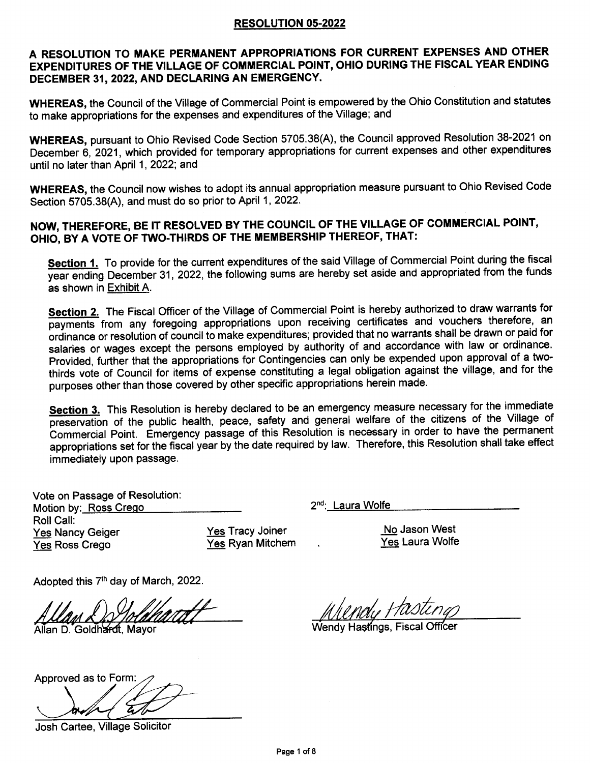## RESOLUTION 05-2022

**A RESOLUTION TO MAKE PERMANENT APPROPRIATIONS FOR CURRENT EXPENSES AND OTHER EXPENDITURES OF THE VILLAGE OF COMMERCIAL POINT, OHIO DURING THE FISCAL YEAR ENDING DECEMBER 31, 2022, AND DECLARING AN EMERGENCY.**

**WHEREAS,** the Council of the Village of Commercial Point is empowered by the Ohio Constitution and statutes to make appropriations for the expenses and expenditures of the Village; and

**WHEREAS,** pursuant to Ohio Revised Code Section 5705.38(A), the Council approved Resolution 38-2021 on December 6, 2021, which provided for temporary appropriations for current expenses and other expenditures until no later than April 1, 2022; and

**WHEREAS,** the Council now wishes to adopt its annual appropriation measure pursuant to Ohio Revised Code Section 5705.38(A), and must do so prior to April 1, 2022.

**NOW, THEREFORE, BE IT RESOLVED BY THE COUNCIL OF THE VILLAGE OF COMMERCIAL POINT, OHIO, BY A VOTE OF TWO-THIRDS OF THE MEMBERSHIP THEREOF, THAT:**

**Section 1.** To provide for the current expenditures of the said Village of Commercial Point during the fiscal year ending December 31, 2022, the following sums are hereby set aside and appropriated from the funds as shown in Exhibit A.

**Section 2.** The Fiscal Officer of the Village of Commercial Point is hereby authorized to draw warrants for payments from any foregoing appropriations upon receiving certificates and vouchers therefore, an ordinance or resolution of council to make expenditures; provided that no warrants shall be drawn or paid for salaries or wages except the persons employed by authority of and accordance with law or ordinance. Provided, further that the appropriations for Contingencies can only be expended upon approval of a two-thirds vote of Council for items of expense constituting a legal obligation against the village, and for the purposes other than those covered by other specific appropriations herein made.

**Section 3.** This Resolution is hereby declared to be an emergency measure necessary for the immediate preservation of the public health, peace, safety and general welfare of the citizens of the Village of Commercial Point. Emergency passage of this Resolution is necessary in order to have the permanent appropriations set for the fiscal year by the date required by law. Therefore, this Resolution shall take effect immediately upon passage.

Vote on Passage of Resolution:

Motion by: Ross Crego

2nd: Laura Wolfe

Roll Call:

Yes Nancy Geiger
Yes Ross Crego
Yes Tracy Joiner
Yes Ryan Mitchem
No Jason West
Yes Laura Wolfe

Adopted this 7th day of March, 2022.

Allan D. Goldhardt, Mayor

Wendy Hastings, Fiscal Officer

Approved as to Form:

Josh Cartee, Village Solicitor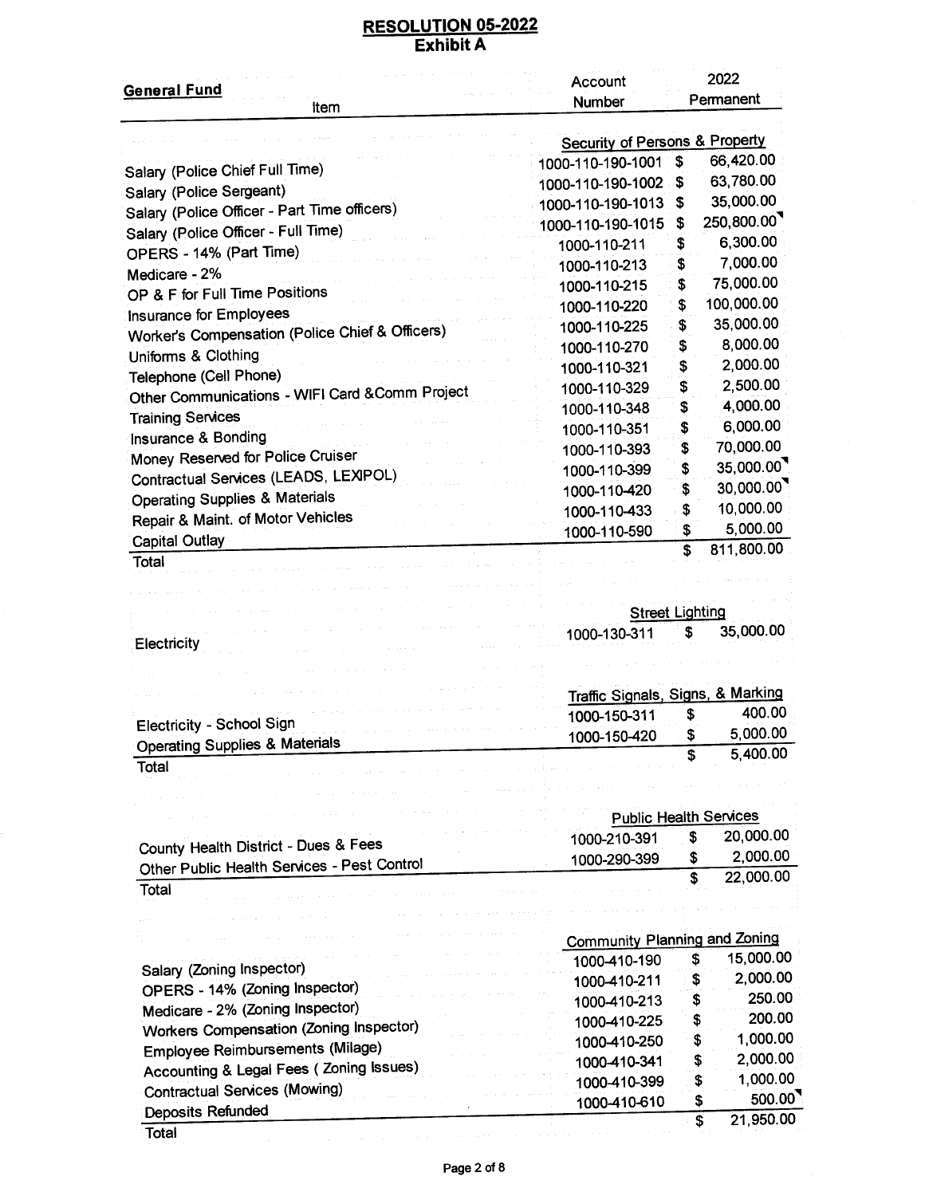# RESOLUTION 05-2022
## Exhibit A

| General Fund Item | Account Number | 2022 Permanent |
|---|---|---|
| | **Security of Persons & Property** | |
| Salary (Police Chief Full Time) | 1000-110-190-1001 | $ 66,420.00 |
| Salary (Police Sergeant) | 1000-110-190-1002 | $ 63,780.00 |
| Salary (Police Officer - Part Time officers) | 1000-110-190-1013 | $ 35,000.00 |
| Salary (Police Officer - Full Time) | 1000-110-190-1015 | $ 250,800.00 |
| OPERS - 14% (Part Time) | 1000-110-211 | $ 6,300.00 |
| Medicare - 2% | 1000-110-213 | $ 7,000.00 |
| OP & F for Full Time Positions | 1000-110-215 | $ 75,000.00 |
| Insurance for Employees | 1000-110-220 | $ 100,000.00 |
| Worker's Compensation (Police Chief & Officers) | 1000-110-225 | $ 35,000.00 |
| Uniforms & Clothing | 1000-110-270 | $ 8,000.00 |
| Telephone (Cell Phone) | 1000-110-321 | $ 2,000.00 |
| Other Communications - WIFI Card &Comm Project | 1000-110-329 | $ 2,500.00 |
| Training Services | 1000-110-348 | $ 4,000.00 |
| Insurance & Bonding | 1000-110-351 | $ 6,000.00 |
| Money Reserved for Police Cruiser | 1000-110-393 | $ 70,000.00 |
| Contractual Services (LEADS, LEXIPOL) | 1000-110-399 | $ 35,000.00 |
| Operating Supplies & Materials | 1000-110-420 | $ 30,000.00 |
| Repair & Maint. of Motor Vehicles | 1000-110-433 | $ 10,000.00 |
| Capital Outlay | 1000-110-590 | $ 5,000.00 |
| Total | | $ 811,800.00 |
| | **Street Lighting** | |
| Electricity | 1000-130-311 | $ 35,000.00 |
| | **Traffic Signals, Signs, & Marking** | |
| Electricity - School Sign | 1000-150-311 | $ 400.00 |
| Operating Supplies & Materials | 1000-150-420 | $ 5,000.00 |
| Total | | $ 5,400.00 |
| | **Public Health Services** | |
| County Health District - Dues & Fees | 1000-210-391 | $ 20,000.00 |
| Other Public Health Services - Pest Control | 1000-290-399 | $ 2,000.00 |
| Total | | $ 22,000.00 |
| | **Community Planning and Zoning** | |
| Salary (Zoning Inspector) | 1000-410-190 | $ 15,000.00 |
| OPERS - 14% (Zoning Inspector) | 1000-410-211 | $ 2,000.00 |
| Medicare - 2% (Zoning Inspector) | 1000-410-213 | $ 250.00 |
| Workers Compensation (Zoning Inspector) | 1000-410-225 | $ 200.00 |
| Employee Reimbursements (Milage) | 1000-410-250 | $ 1,000.00 |
| Accounting & Legal Fees ( Zoning Issues) | 1000-410-341 | $ 2,000.00 |
| Contractual Services (Mowing) | 1000-410-399 | $ 1,000.00 |
| Deposits Refunded | 1000-410-610 | $ 500.00 |
| Total | | $ 21,950.00 |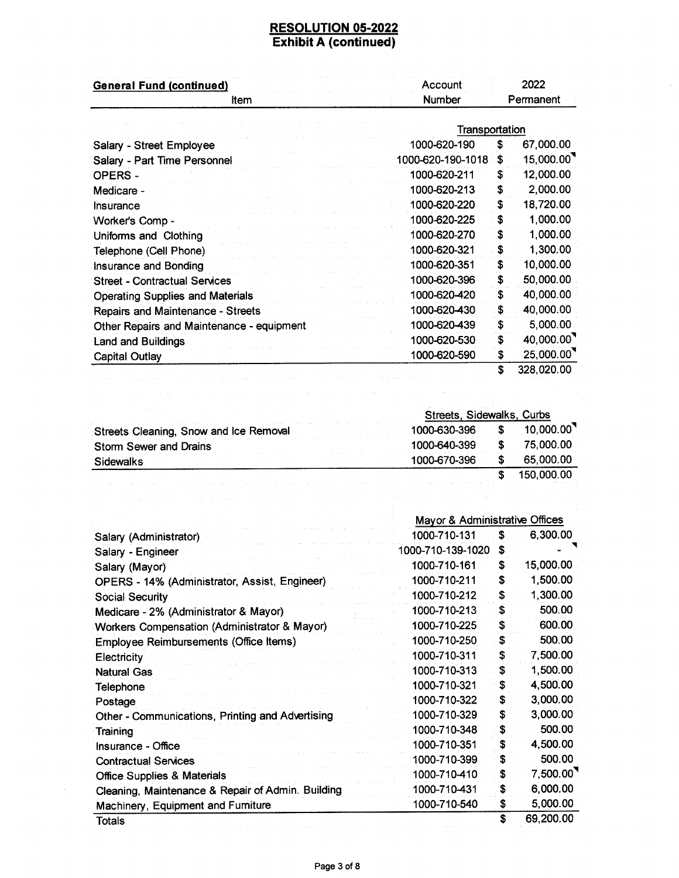## RESOLUTION 05-2022
## Exhibit A (continued)

| General Fund (continued) Item | Account Number | | 2022 Permanent |
|---|---|---|---|
| | Transportation | | |
| Salary - Street Employee | 1000-620-190 | $ | 67,000.00 |
| Salary - Part Time Personnel | 1000-620-190-1018 | $ | 15,000.00 |
| OPERS - | 1000-620-211 | $ | 12,000.00 |
| Medicare - | 1000-620-213 | $ | 2,000.00 |
| Insurance | 1000-620-220 | $ | 18,720.00 |
| Worker's Comp - | 1000-620-225 | $ | 1,000.00 |
| Uniforms and Clothing | 1000-620-270 | $ | 1,000.00 |
| Telephone (Cell Phone) | 1000-620-321 | $ | 1,300.00 |
| Insurance and Bonding | 1000-620-351 | $ | 10,000.00 |
| Street - Contractual Services | 1000-620-396 | $ | 50,000.00 |
| Operating Supplies and Materials | 1000-620-420 | $ | 40,000.00 |
| Repairs and Maintenance - Streets | 1000-620-430 | $ | 40,000.00 |
| Other Repairs and Maintenance - equipment | 1000-620-439 | $ | 5,000.00 |
| Land and Buildings | 1000-620-530 | $ | 40,000.00 |
| Capital Outlay | 1000-620-590 | $ | 25,000.00 |
| | | $ | 328,020.00 |
| | Streets, Sidewalks, Curbs | | |
| Streets Cleaning, Snow and Ice Removal | 1000-630-396 | $ | 10,000.00 |
| Storm Sewer and Drains | 1000-640-399 | $ | 75,000.00 |
| Sidewalks | 1000-670-396 | $ | 65,000.00 |
| | | $ | 150,000.00 |
| | Mayor & Administrative Offices | | |
| Salary (Administrator) | 1000-710-131 | $ | 6,300.00 |
| Salary - Engineer | 1000-710-139-1020 | $ | - |
| Salary (Mayor) | 1000-710-161 | $ | 15,000.00 |
| OPERS - 14% (Administrator, Assist, Engineer) | 1000-710-211 | $ | 1,500.00 |
| Social Security | 1000-710-212 | $ | 1,300.00 |
| Medicare - 2% (Administrator & Mayor) | 1000-710-213 | $ | 500.00 |
| Workers Compensation (Administrator & Mayor) | 1000-710-225 | $ | 600.00 |
| Employee Reimbursements (Office Items) | 1000-710-250 | $ | 500.00 |
| Electricity | 1000-710-311 | $ | 7,500.00 |
| Natural Gas | 1000-710-313 | $ | 1,500.00 |
| Telephone | 1000-710-321 | $ | 4,500.00 |
| Postage | 1000-710-322 | $ | 3,000.00 |
| Other - Communications, Printing and Advertising | 1000-710-329 | $ | 3,000.00 |
| Training | 1000-710-348 | $ | 500.00 |
| Insurance - Office | 1000-710-351 | $ | 4,500.00 |
| Contractual Services | 1000-710-399 | $ | 500.00 |
| Office Supplies & Materials | 1000-710-410 | $ | 7,500.00 |
| Cleaning, Maintenance & Repair of Admin. Building | 1000-710-431 | $ | 6,000.00 |
| Machinery, Equipment and Furniture | 1000-710-540 | $ | 5,000.00 |
| Totals | | $ | 69,200.00 |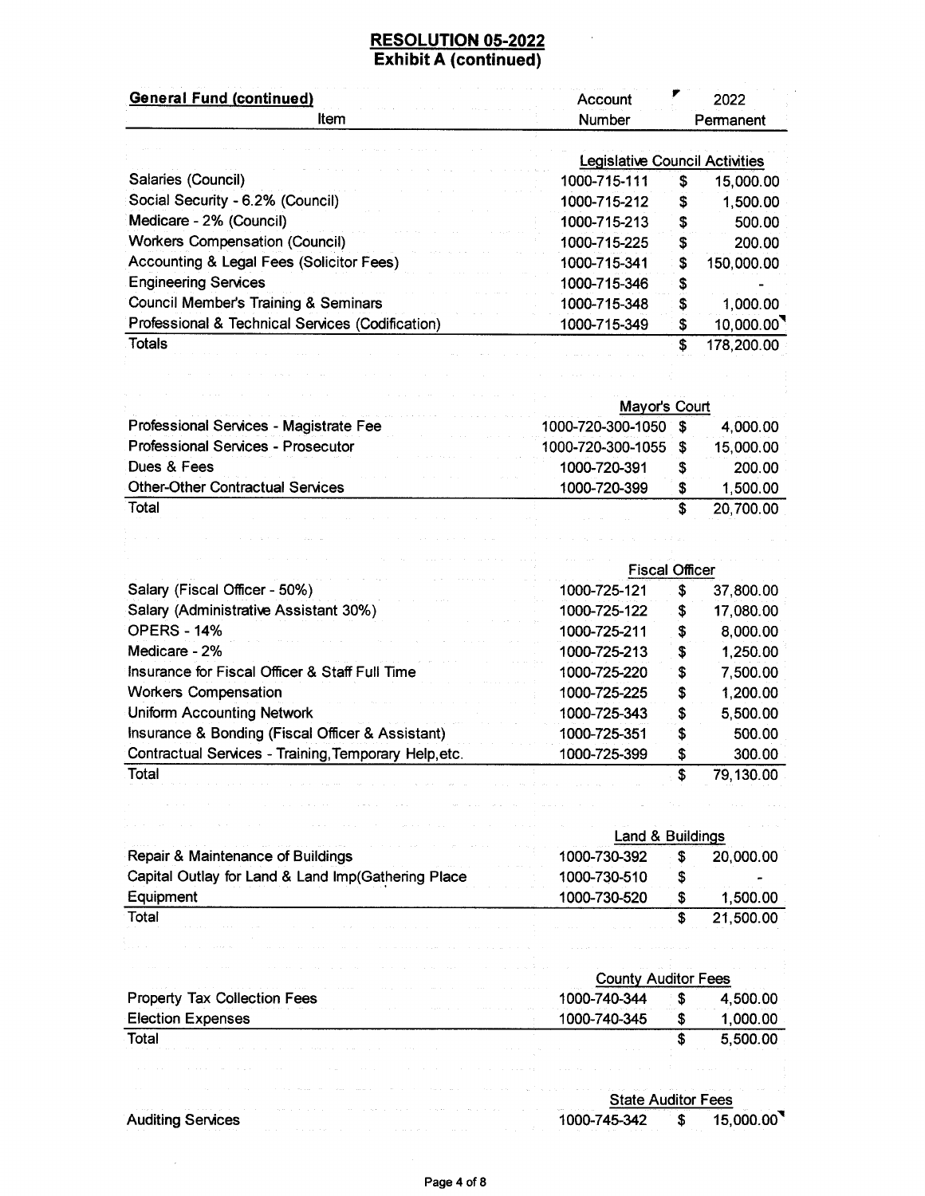## RESOLUTION 05-2022
## Exhibit A (continued)

| General Fund (continued) Item | Account Number | 2022 Permanent |
|---|---|---|
| | **Legislative Council Activities** | |
| Salaries (Council) | 1000-715-111 | $ 15,000.00 |
| Social Security - 6.2% (Council) | 1000-715-212 | $ 1,500.00 |
| Medicare - 2% (Council) | 1000-715-213 | $ 500.00 |
| Workers Compensation (Council) | 1000-715-225 | $ 200.00 |
| Accounting & Legal Fees (Solicitor Fees) | 1000-715-341 | $ 150,000.00 |
| Engineering Services | 1000-715-346 | $ - |
| Council Member's Training & Seminars | 1000-715-348 | $ 1,000.00 |
| Professional & Technical Services (Codification) | 1000-715-349 | $ 10,000.00 |
| Totals | | $ 178,200.00 |
| | **Mayor's Court** | |
| Professional Services - Magistrate Fee | 1000-720-300-1050 | $ 4,000.00 |
| Professional Services - Prosecutor | 1000-720-300-1055 | $ 15,000.00 |
| Dues & Fees | 1000-720-391 | $ 200.00 |
| Other-Other Contractual Services | 1000-720-399 | $ 1,500.00 |
| Total | | $ 20,700.00 |
| | **Fiscal Officer** | |
| Salary (Fiscal Officer - 50%) | 1000-725-121 | $ 37,800.00 |
| Salary (Administrative Assistant 30%) | 1000-725-122 | $ 17,080.00 |
| OPERS - 14% | 1000-725-211 | $ 8,000.00 |
| Medicare - 2% | 1000-725-213 | $ 1,250.00 |
| Insurance for Fiscal Officer & Staff Full Time | 1000-725-220 | $ 7,500.00 |
| Workers Compensation | 1000-725-225 | $ 1,200.00 |
| Uniform Accounting Network | 1000-725-343 | $ 5,500.00 |
| Insurance & Bonding (Fiscal Officer & Assistant) | 1000-725-351 | $ 500.00 |
| Contractual Services - Training, Temporary Help, etc. | 1000-725-399 | $ 300.00 |
| Total | | $ 79,130.00 |
| | **Land & Buildings** | |
| Repair & Maintenance of Buildings | 1000-730-392 | $ 20,000.00 |
| Capital Outlay for Land & Land Imp(Gathering Place | 1000-730-510 | $ - |
| Equipment | 1000-730-520 | $ 1,500.00 |
| Total | | $ 21,500.00 |
| | **County Auditor Fees** | |
| Property Tax Collection Fees | 1000-740-344 | $ 4,500.00 |
| Election Expenses | 1000-740-345 | $ 1,000.00 |
| Total | | $ 5,500.00 |
| | **State Auditor Fees** | |
| Auditing Services | 1000-745-342 | $ 15,000.00 |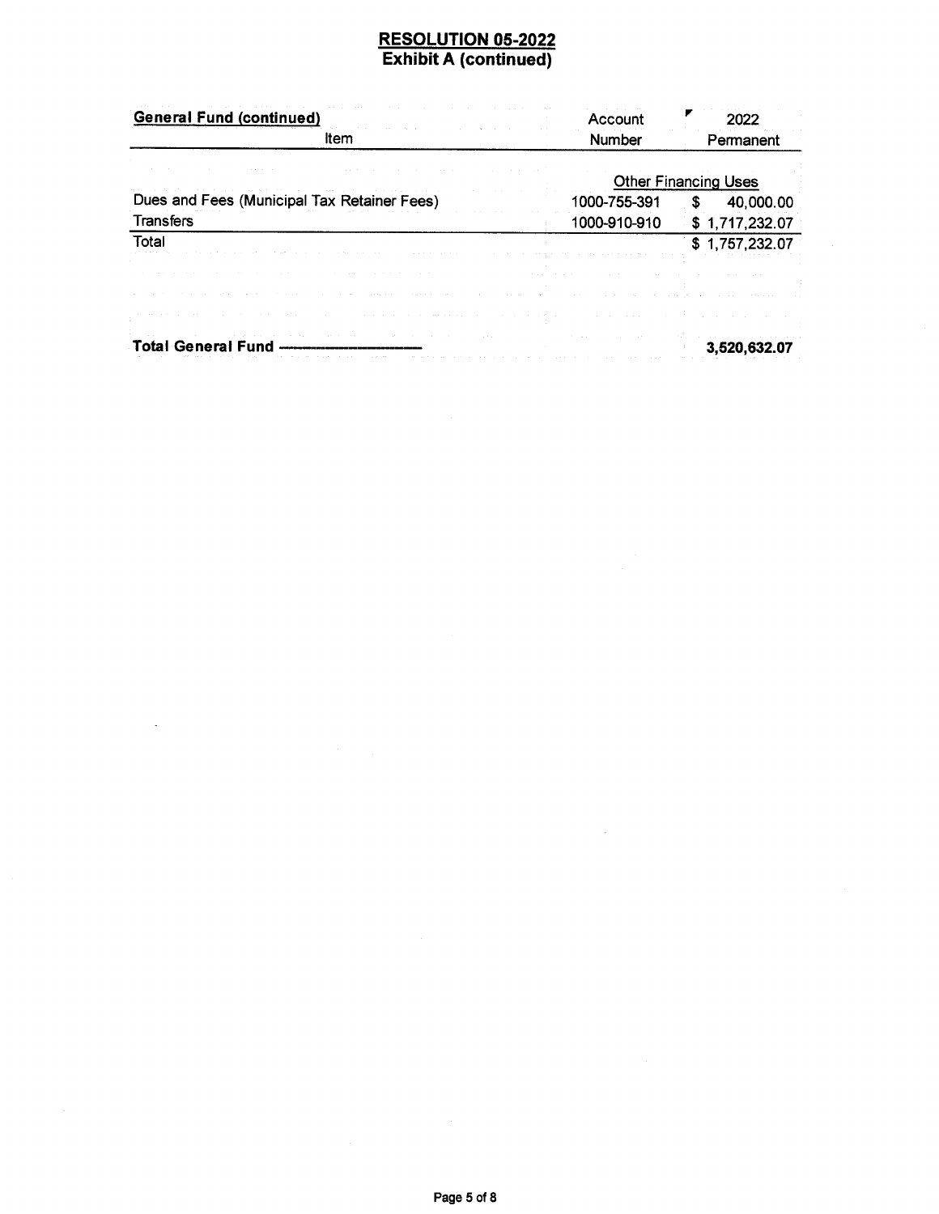# RESOLUTION 05-2022
## Exhibit A (continued)

| **General Fund (continued)**<br>Item | Account Number | 2022 Permanent |
|---|---|---|
| | | Other Financing Uses |
| Dues and Fees (Municipal Tax Retainer Fees) | 1000-755-391 | $ 40,000.00 |
| Transfers | 1000-910-910 | $ 1,717,232.07 |
| Total | | $ 1,757,232.07 |

| | |
|---|---|
| **Total General Fund** | **3,520,632.07** |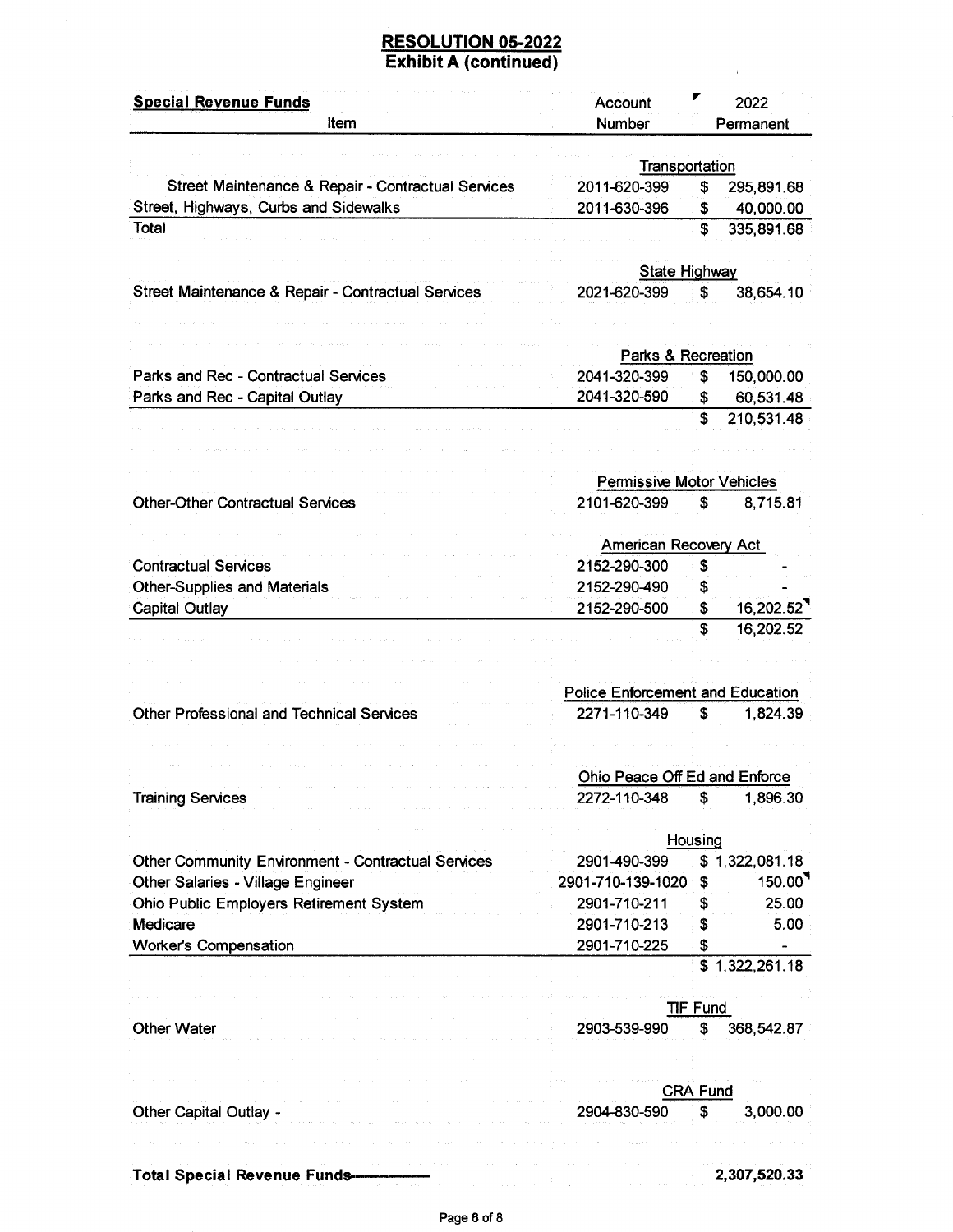## RESOLUTION 05-2022
## Exhibit A (continued)

| Special Revenue Funds<br>Item | Account Number | 2022 Permanent |
|---|---|---|
| | Transportation | |
| Street Maintenance & Repair - Contractual Services | 2011-620-399 | $ 295,891.68 |
| Street, Highways, Curbs and Sidewalks | 2011-630-396 | $ 40,000.00 |
| Total | | $ 335,891.68 |
| | State Highway | |
| Street Maintenance & Repair - Contractual Services | 2021-620-399 | $ 38,654.10 |
| | Parks & Recreation | |
| Parks and Rec - Contractual Services | 2041-320-399 | $ 150,000.00 |
| Parks and Rec - Capital Outlay | 2041-320-590 | $ 60,531.48 |
| | | $ 210,531.48 |
| | Permissive Motor Vehicles | |
| Other-Other Contractual Services | 2101-620-399 | $ 8,715.81 |
| | American Recovery Act | |
| Contractual Services | 2152-290-300 | $ - |
| Other-Supplies and Materials | 2152-290-490 | $ - |
| Capital Outlay | 2152-290-500 | $ 16,202.52 |
| | | $ 16,202.52 |
| | Police Enforcement and Education | |
| Other Professional and Technical Services | 2271-110-349 | $ 1,824.39 |
| | Ohio Peace Off Ed and Enforce | |
| Training Services | 2272-110-348 | $ 1,896.30 |
| | Housing | |
| Other Community Environment - Contractual Services | 2901-490-399 | $ 1,322,081.18 |
| Other Salaries - Village Engineer | 2901-710-139-1020 | $ 150.00 |
| Ohio Public Employers Retirement System | 2901-710-211 | $ 25.00 |
| Medicare | 2901-710-213 | $ 5.00 |
| Worker's Compensation | 2901-710-225 | $ - |
| | | $ 1,322,261.18 |
| | TIF Fund | |
| Other Water | 2903-539-990 | $ 368,542.87 |
| | CRA Fund | |
| Other Capital Outlay - | 2904-830-590 | $ 3,000.00 |
| **Total Special Revenue Funds** | | **2,307,520.33** |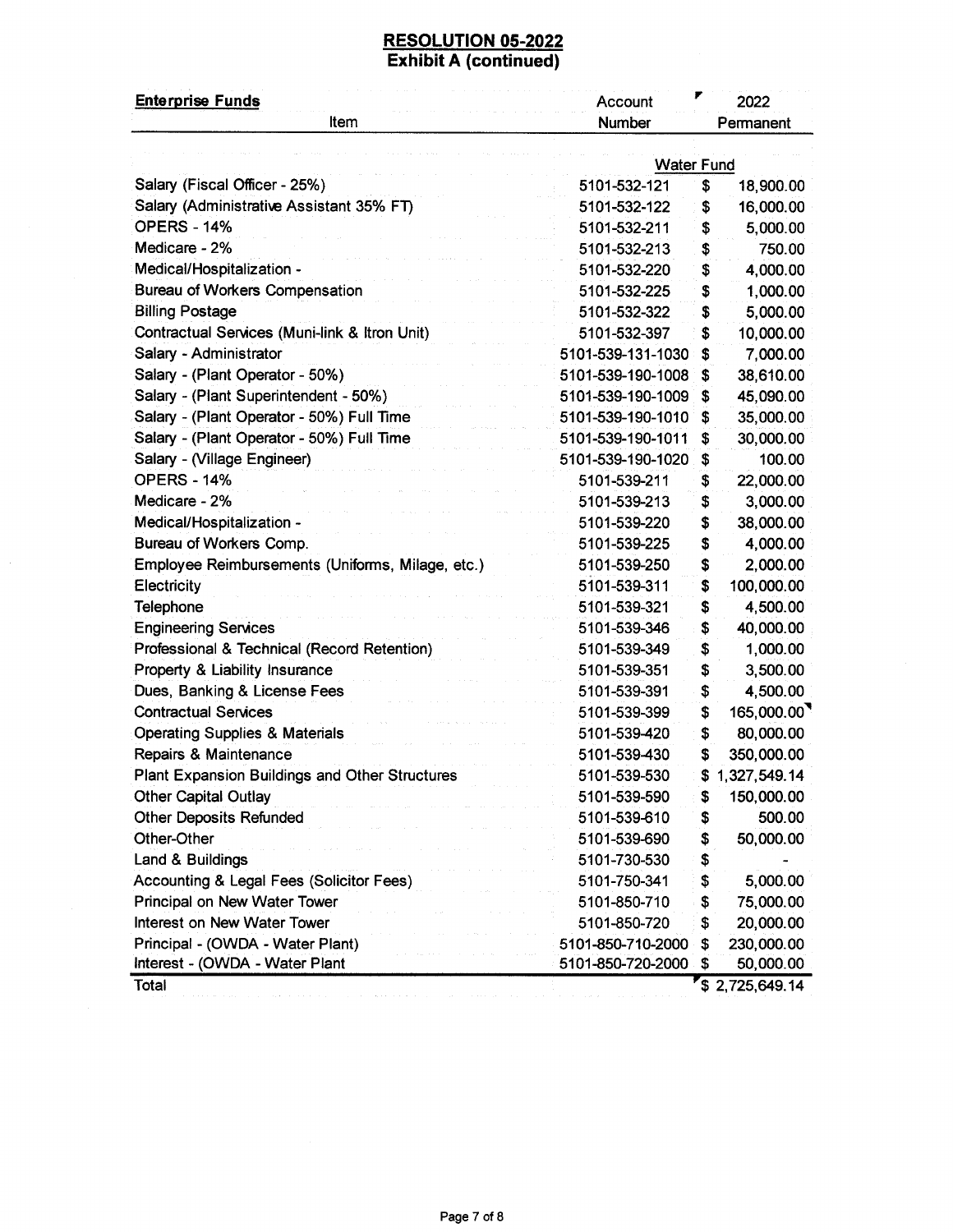# RESOLUTION 05-2022
## Exhibit A (continued)

| Enterprise Funds<br>Item | Account Number | 2022 Permanent |
|---|---|---|
| | Water Fund | |
| Salary (Fiscal Officer - 25%) | 5101-532-121 | $ 18,900.00 |
| Salary (Administrative Assistant 35% FT) | 5101-532-122 | $ 16,000.00 |
| OPERS - 14% | 5101-532-211 | $ 5,000.00 |
| Medicare - 2% | 5101-532-213 | $ 750.00 |
| Medical/Hospitalization - | 5101-532-220 | $ 4,000.00 |
| Bureau of Workers Compensation | 5101-532-225 | $ 1,000.00 |
| Billing Postage | 5101-532-322 | $ 5,000.00 |
| Contractual Services (Muni-link & Itron Unit) | 5101-532-397 | $ 10,000.00 |
| Salary - Administrator | 5101-539-131-1030 | $ 7,000.00 |
| Salary - (Plant Operator - 50%) | 5101-539-190-1008 | $ 38,610.00 |
| Salary - (Plant Superintendent - 50%) | 5101-539-190-1009 | $ 45,090.00 |
| Salary - (Plant Operator - 50%) Full Time | 5101-539-190-1010 | $ 35,000.00 |
| Salary - (Plant Operator - 50%) Full Time | 5101-539-190-1011 | $ 30,000.00 |
| Salary - (Village Engineer) | 5101-539-190-1020 | $ 100.00 |
| OPERS - 14% | 5101-539-211 | $ 22,000.00 |
| Medicare - 2% | 5101-539-213 | $ 3,000.00 |
| Medical/Hospitalization - | 5101-539-220 | $ 38,000.00 |
| Bureau of Workers Comp. | 5101-539-225 | $ 4,000.00 |
| Employee Reimbursements (Uniforms, Milage, etc.) | 5101-539-250 | $ 2,000.00 |
| Electricity | 5101-539-311 | $ 100,000.00 |
| Telephone | 5101-539-321 | $ 4,500.00 |
| Engineering Services | 5101-539-346 | $ 40,000.00 |
| Professional & Technical (Record Retention) | 5101-539-349 | $ 1,000.00 |
| Property & Liability Insurance | 5101-539-351 | $ 3,500.00 |
| Dues, Banking & License Fees | 5101-539-391 | $ 4,500.00 |
| Contractual Services | 5101-539-399 | $ 165,000.00 |
| Operating Supplies & Materials | 5101-539-420 | $ 80,000.00 |
| Repairs & Maintenance | 5101-539-430 | $ 350,000.00 |
| Plant Expansion Buildings and Other Structures | 5101-539-530 | $ 1,327,549.14 |
| Other Capital Outlay | 5101-539-590 | $ 150,000.00 |
| Other Deposits Refunded | 5101-539-610 | $ 500.00 |
| Other-Other | 5101-539-690 | $ 50,000.00 |
| Land & Buildings | 5101-730-530 | $ - |
| Accounting & Legal Fees (Solicitor Fees) | 5101-750-341 | $ 5,000.00 |
| Principal on New Water Tower | 5101-850-710 | $ 75,000.00 |
| Interest on New Water Tower | 5101-850-720 | $ 20,000.00 |
| Principal - (OWDA - Water Plant) | 5101-850-710-2000 | $ 230,000.00 |
| Interest - (OWDA - Water Plant | 5101-850-720-2000 | $ 50,000.00 |
| Total | | $ 2,725,649.14 |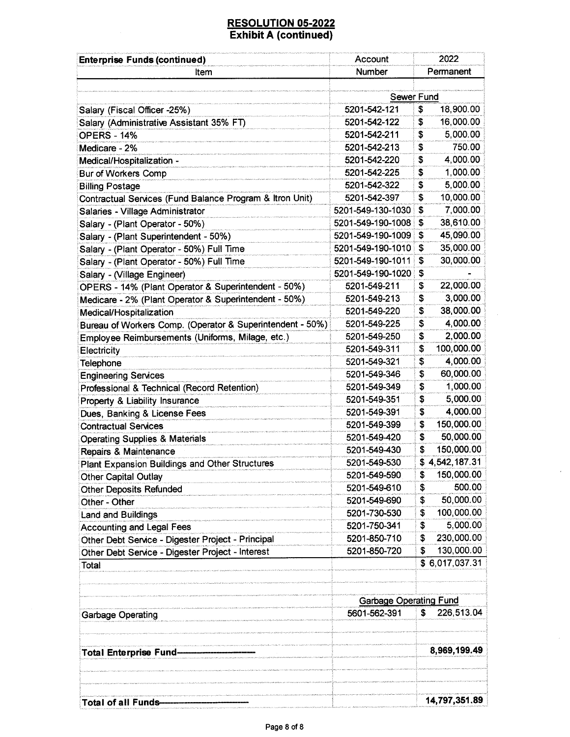## RESOLUTION 05-2022
### Exhibit A (continued)

| Enterprise Funds (continued)<br>Item | Account<br>Number | 2022<br>Permanent |
|---|---|---|
| | Sewer Fund | |
| Salary (Fiscal Officer -25%) | 5201-542-121 | $ 18,900.00 |
| Salary (Administrative Assistant 35% FT) | 5201-542-122 | $ 16,000.00 |
| OPERS - 14% | 5201-542-211 | $ 5,000.00 |
| Medicare - 2% | 5201-542-213 | $ 750.00 |
| Medical/Hospitalization - | 5201-542-220 | $ 4,000.00 |
| Bur of Workers Comp | 5201-542-225 | $ 1,000.00 |
| Billing Postage | 5201-542-322 | $ 5,000.00 |
| Contractual Services (Fund Balance Program & Itron Unit) | 5201-542-397 | $ 10,000.00 |
| Salaries - Village Administrator | 5201-549-130-1030 | $ 7,000.00 |
| Salary - (Plant Operator - 50%) | 5201-549-190-1008 | $ 38,610.00 |
| Salary - (Plant Superintendent - 50%) | 5201-549-190-1009 | $ 45,090.00 |
| Salary - (Plant Operator - 50%) Full Time | 5201-549-190-1010 | $ 35,000.00 |
| Salary - (Plant Operator - 50%) Full Time | 5201-549-190-1011 | $ 30,000.00 |
| Salary - (Village Engineer) | 5201-549-190-1020 | $ - |
| OPERS - 14% (Plant Operator & Superintendent - 50%) | 5201-549-211 | $ 22,000.00 |
| Medicare - 2% (Plant Operator & Superintendent - 50%) | 5201-549-213 | $ 3,000.00 |
| Medical/Hospitalization | 5201-549-220 | $ 38,000.00 |
| Bureau of Workers Comp. (Operator & Superintendent - 50%) | 5201-549-225 | $ 4,000.00 |
| Employee Reimbursements (Uniforms, Milage, etc.) | 5201-549-250 | $ 2,000.00 |
| Electricity | 5201-549-311 | $ 100,000.00 |
| Telephone | 5201-549-321 | $ 4,000.00 |
| Engineering Services | 5201-549-346 | $ 60,000.00 |
| Professional & Technical (Record Retention) | 5201-549-349 | $ 1,000.00 |
| Property & Liability Insurance | 5201-549-351 | $ 5,000.00 |
| Dues, Banking & License Fees | 5201-549-391 | $ 4,000.00 |
| Contractual Services | 5201-549-399 | $ 150,000.00 |
| Operating Supplies & Materials | 5201-549-420 | $ 50,000.00 |
| Repairs & Maintenance | 5201-549-430 | $ 150,000.00 |
| Plant Expansion Buildings and Other Structures | 5201-549-530 | $ 4,542,187.31 |
| Other Capital Outlay | 5201-549-590 | $ 150,000.00 |
| Other Deposits Refunded | 5201-549-610 | $ 500.00 |
| Other - Other | 5201-549-690 | $ 50,000.00 |
| Land and Buildings | 5201-730-530 | $ 100,000.00 |
| Accounting and Legal Fees | 5201-750-341 | $ 5,000.00 |
| Other Debt Service - Digester Project - Principal | 5201-850-710 | $ 230,000.00 |
| Other Debt Service - Digester Project - Interest | 5201-850-720 | $ 130,000.00 |
| Total | | $ 6,017,037.31 |
| | | |
| | Garbage Operating Fund | |
| Garbage Operating | 5601-562-391 | $ 226,513.04 |
| | | |
| **Total Enterprise Fund-----------------** | | **8,969,199.49** |
| | | |
| **Total of all Funds-----------------** | | **14,797,351.89** |